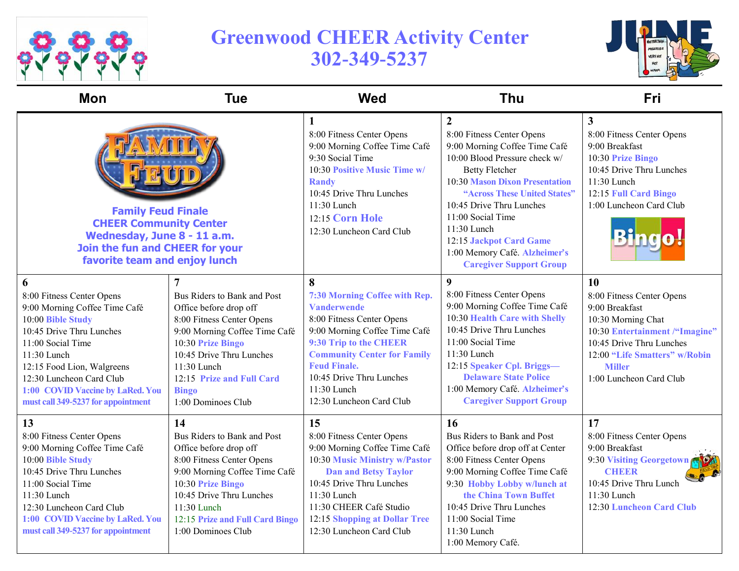# Greenwood CHEER Activity Center
## 302-349-5237

JUNE

| Mon | Tue | Wed | Thu | Fri |
|---|---|---|---|---|
| **Family Feud Finale**<br>**CHEER Community Center**<br>**Wednesday, June 8 - 11 a.m.**<br>**Join the fun and CHEER for your favorite team and enjoy lunch** | | **1**<br>8:00 Fitness Center Opens<br>9:00 Morning Coffee Time Café<br>9:30 Social Time<br>10:30 **Positive Music Time w/ Randy**<br>10:45 Drive Thru Lunches<br>11:30 Lunch<br>12:15 **Corn Hole**<br>12:30 Luncheon Card Club | **2**<br>8:00 Fitness Center Opens<br>9:00 Morning Coffee Time Café<br>10:00 Blood Pressure check w/ Betty Fletcher<br>10:30 **Mason Dixon Presentation "Across These United States"**<br>10:45 Drive Thru Lunches<br>11:00 Social Time<br>11:30 Lunch<br>12:15 **Jackpot Card Game**<br>1:00 Memory Café. **Alzheimer's Caregiver Support Group** | **3**<br>8:00 Fitness Center Opens<br>9:00 Breakfast<br>10:30 **Prize Bingo**<br>10:45 Drive Thru Lunches<br>11:30 Lunch<br>12:15 **Full Card Bingo**<br>1:00 Luncheon Card Club<br>Bingo! |
| **6**<br>8:00 Fitness Center Opens<br>9:00 Morning Coffee Time Café<br>10:00 **Bible Study**<br>10:45 Drive Thru Lunches<br>11:00 Social Time<br>11:30 Lunch<br>12:15 Food Lion, Walgreens<br>12:30 Luncheon Card Club<br>**1:00 COVID Vaccine by LaRed. You must call 349-5237 for appointment** | **7**<br>Bus Riders to Bank and Post Office before drop off<br>8:00 Fitness Center Opens<br>9:00 Morning Coffee Time Café<br>10:30 **Prize Bingo**<br>10:45 Drive Thru Lunches<br>11:30 Lunch<br>12:15 **Prize and Full Card Bingo**<br>1:00 Dominoes Club | **8**<br>**7:30 Morning Coffee with Rep. Vanderwende**<br>8:00 Fitness Center Opens<br>9:00 Morning Coffee Time Café<br>**9:30 Trip to the CHEER Community Center for Family Feud Finale.**<br>10:45 Drive Thru Lunches<br>11:30 Lunch<br>12:30 Luncheon Card Club | **9**<br>8:00 Fitness Center Opens<br>9:00 Morning Coffee Time Café<br>10:30 **Health Care with Shelly**<br>10:45 Drive Thru Lunches<br>11:00 Social Time<br>11:30 Lunch<br>12:15 **Speaker Cpl. Briggs—Delaware State Police**<br>1:00 Memory Café. **Alzheimer's Caregiver Support Group** | **10**<br>8:00 Fitness Center Opens<br>9:00 Breakfast<br>10:30 Morning Chat<br>10:30 **Entertainment /"Imagine"**<br>10:45 Drive Thru Lunches<br>12:00 **"Life Smatters" w/Robin Miller**<br>1:00 Luncheon Card Club |
| **13**<br>8:00 Fitness Center Opens<br>9:00 Morning Coffee Time Café<br>10:00 **Bible Study**<br>10:45 Drive Thru Lunches<br>11:00 Social Time<br>11:30 Lunch<br>12:30 Luncheon Card Club<br>**1:00 COVID Vaccine by LaRed. You must call 349-5237 for appointment** | **14**<br>Bus Riders to Bank and Post Office before drop off<br>8:00 Fitness Center Opens<br>9:00 Morning Coffee Time Café<br>10:30 **Prize Bingo**<br>10:45 Drive Thru Lunches<br>11:30 Lunch<br>12:15 **Prize and Full Card Bingo**<br>1:00 Dominoes Club | **15**<br>8:00 Fitness Center Opens<br>9:00 Morning Coffee Time Café<br>10:30 **Music Ministry w/Pastor Dan and Betsy Taylor**<br>10:45 Drive Thru Lunches<br>11:30 Lunch<br>11:30 CHEER Café Studio<br>12:15 **Shopping at Dollar Tree**<br>12:30 Luncheon Card Club | **16**<br>Bus Riders to Bank and Post Office before drop off at Center<br>8:00 Fitness Center Opens<br>9:00 Morning Coffee Time Café<br>9:30 **Hobby Lobby w/lunch at the China Town Buffet**<br>10:45 Drive Thru Lunches<br>11:00 Social Time<br>11:30 Lunch<br>1:00 Memory Café. | **17**<br>8:00 Fitness Center Opens<br>9:00 Breakfast<br>9:30 **Visiting Georgetown CHEER**<br>10:45 Drive Thru Lunch<br>11:30 Lunch<br>12:30 **Luncheon Card Club** |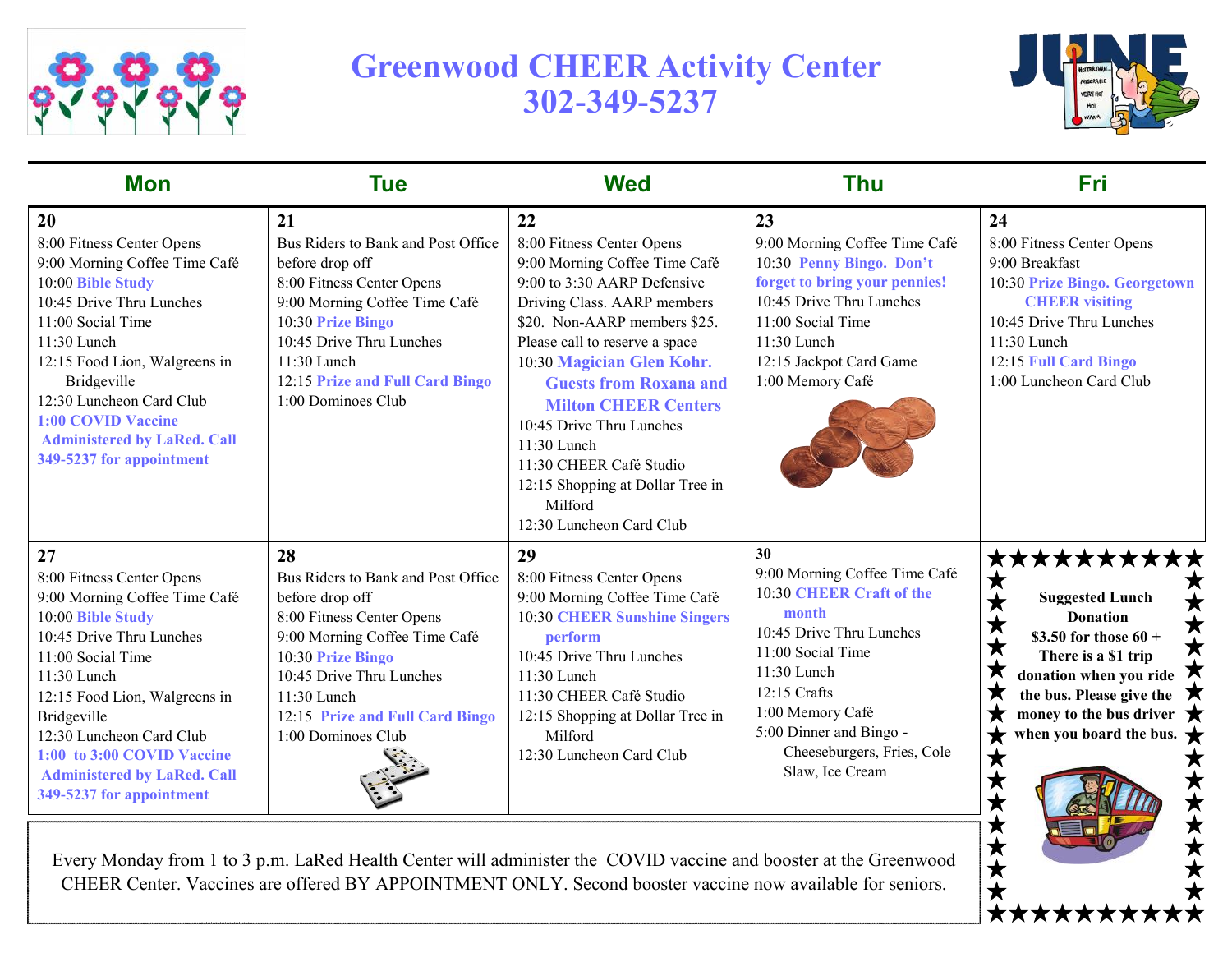# Greenwood CHEER Activity Center
# 302-349-5237

JUNE

| Mon | Tue | Wed | Thu | Fri |
|---|---|---|---|---|
| **20**<br>8:00 Fitness Center Opens<br>9:00 Morning Coffee Time Café<br>10:00 **Bible Study**<br>10:45 Drive Thru Lunches<br>11:00 Social Time<br>11:30 Lunch<br>12:15 Food Lion, Walgreens in Bridgeville<br>12:30 Luncheon Card Club<br>**1:00 COVID Vaccine Administered by LaRed. Call 349-5237 for appointment** | **21**<br>Bus Riders to Bank and Post Office before drop off<br>8:00 Fitness Center Opens<br>9:00 Morning Coffee Time Café<br>10:30 **Prize Bingo**<br>10:45 Drive Thru Lunches<br>11:30 Lunch<br>12:15 **Prize and Full Card Bingo**<br>1:00 Dominoes Club | **22**<br>8:00 Fitness Center Opens<br>9:00 Morning Coffee Time Café<br>9:00 to 3:30 AARP Defensive Driving Class. AARP members $20. Non-AARP members $25. Please call to reserve a space<br>10:30 **Magician Glen Kohr. Guests from Roxana and Milton CHEER Centers**<br>10:45 Drive Thru Lunches<br>11:30 Lunch<br>11:30 CHEER Café Studio<br>12:15 Shopping at Dollar Tree in Milford<br>12:30 Luncheon Card Club | **23**<br>9:00 Morning Coffee Time Café<br>10:30 **Penny Bingo. Don't forget to bring your pennies!**<br>10:45 Drive Thru Lunches<br>11:00 Social Time<br>11:30 Lunch<br>12:15 Jackpot Card Game<br>1:00 Memory Café | **24**<br>8:00 Fitness Center Opens<br>9:00 Breakfast<br>10:30 **Prize Bingo. Georgetown CHEER visiting**<br>10:45 Drive Thru Lunches<br>11:30 Lunch<br>12:15 **Full Card Bingo**<br>1:00 Luncheon Card Club |
| **27**<br>8:00 Fitness Center Opens<br>9:00 Morning Coffee Time Café<br>10:00 **Bible Study**<br>10:45 Drive Thru Lunches<br>11:00 Social Time<br>11:30 Lunch<br>12:15 Food Lion, Walgreens in Bridgeville<br>12:30 Luncheon Card Club<br>**1:00 to 3:00 COVID Vaccine Administered by LaRed. Call 349-5237 for appointment** | **28**<br>Bus Riders to Bank and Post Office before drop off<br>8:00 Fitness Center Opens<br>9:00 Morning Coffee Time Café<br>10:30 **Prize Bingo**<br>10:45 Drive Thru Lunches<br>11:30 Lunch<br>12:15 **Prize and Full Card Bingo**<br>1:00 Dominoes Club | **29**<br>8:00 Fitness Center Opens<br>9:00 Morning Coffee Time Café<br>10:30 **CHEER Sunshine Singers perform**<br>10:45 Drive Thru Lunches<br>11:30 Lunch<br>11:30 CHEER Café Studio<br>12:15 Shopping at Dollar Tree in Milford<br>12:30 Luncheon Card Club | **30**<br>9:00 Morning Coffee Time Café<br>10:30 **CHEER Craft of the month**<br>10:45 Drive Thru Lunches<br>11:00 Social Time<br>11:30 Lunch<br>12:15 Crafts<br>1:00 Memory Café<br>5:00 Dinner and Bingo - Cheeseburgers, Fries, Cole Slaw, Ice Cream | **Suggested Lunch Donation**<br>**$3.50 for those 60 +**<br>**There is a $1 trip donation when you ride the bus. Please give the money to the bus driver when you board the bus.** |

Every Monday from 1 to 3 p.m. LaRed Health Center will administer the COVID vaccine and booster at the Greenwood CHEER Center. Vaccines are offered BY APPOINTMENT ONLY. Second booster vaccine now available for seniors.